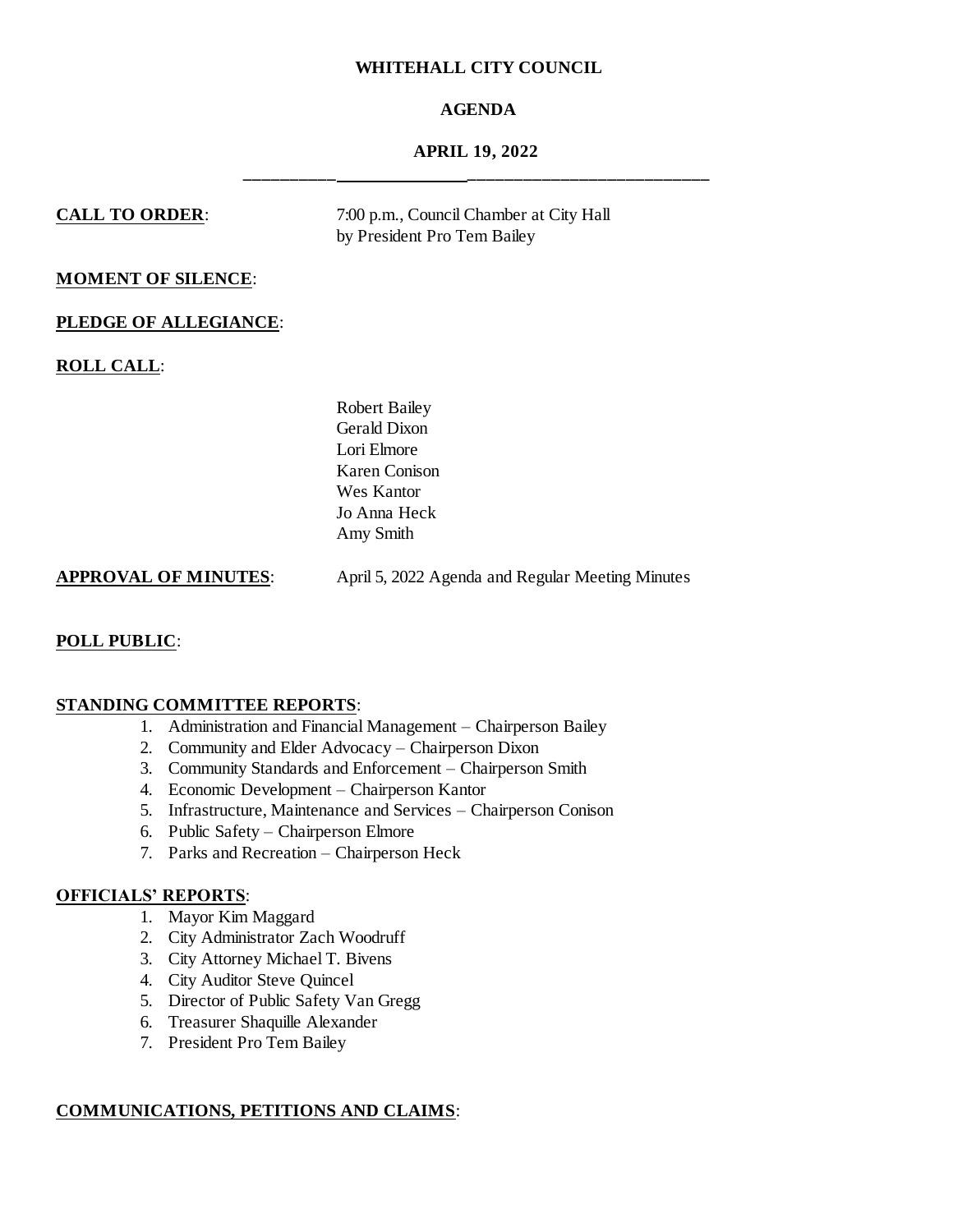# WHITEHALL CITY COUNCIL

## AGENDA

## APRIL 19, 2022

---

**CALL TO ORDER**: 7:00 p.m., Council Chamber at City Hall by President Pro Tem Bailey

**MOMENT OF SILENCE**:

**PLEDGE OF ALLEGIANCE**:

**ROLL CALL**:

Robert Bailey
Gerald Dixon
Lori Elmore
Karen Conison
Wes Kantor
Jo Anna Heck
Amy Smith

**APPROVAL OF MINUTES**: April 5, 2022 Agenda and Regular Meeting Minutes

**POLL PUBLIC**:

**STANDING COMMITTEE REPORTS**:

1. Administration and Financial Management – Chairperson Bailey
2. Community and Elder Advocacy – Chairperson Dixon
3. Community Standards and Enforcement – Chairperson Smith
4. Economic Development – Chairperson Kantor
5. Infrastructure, Maintenance and Services – Chairperson Conison
6. Public Safety – Chairperson Elmore
7. Parks and Recreation – Chairperson Heck

**OFFICIALS' REPORTS**:

1. Mayor Kim Maggard
2. City Administrator Zach Woodruff
3. City Attorney Michael T. Bivens
4. City Auditor Steve Quincel
5. Director of Public Safety Van Gregg
6. Treasurer Shaquille Alexander
7. President Pro Tem Bailey

**COMMUNICATIONS, PETITIONS AND CLAIMS**: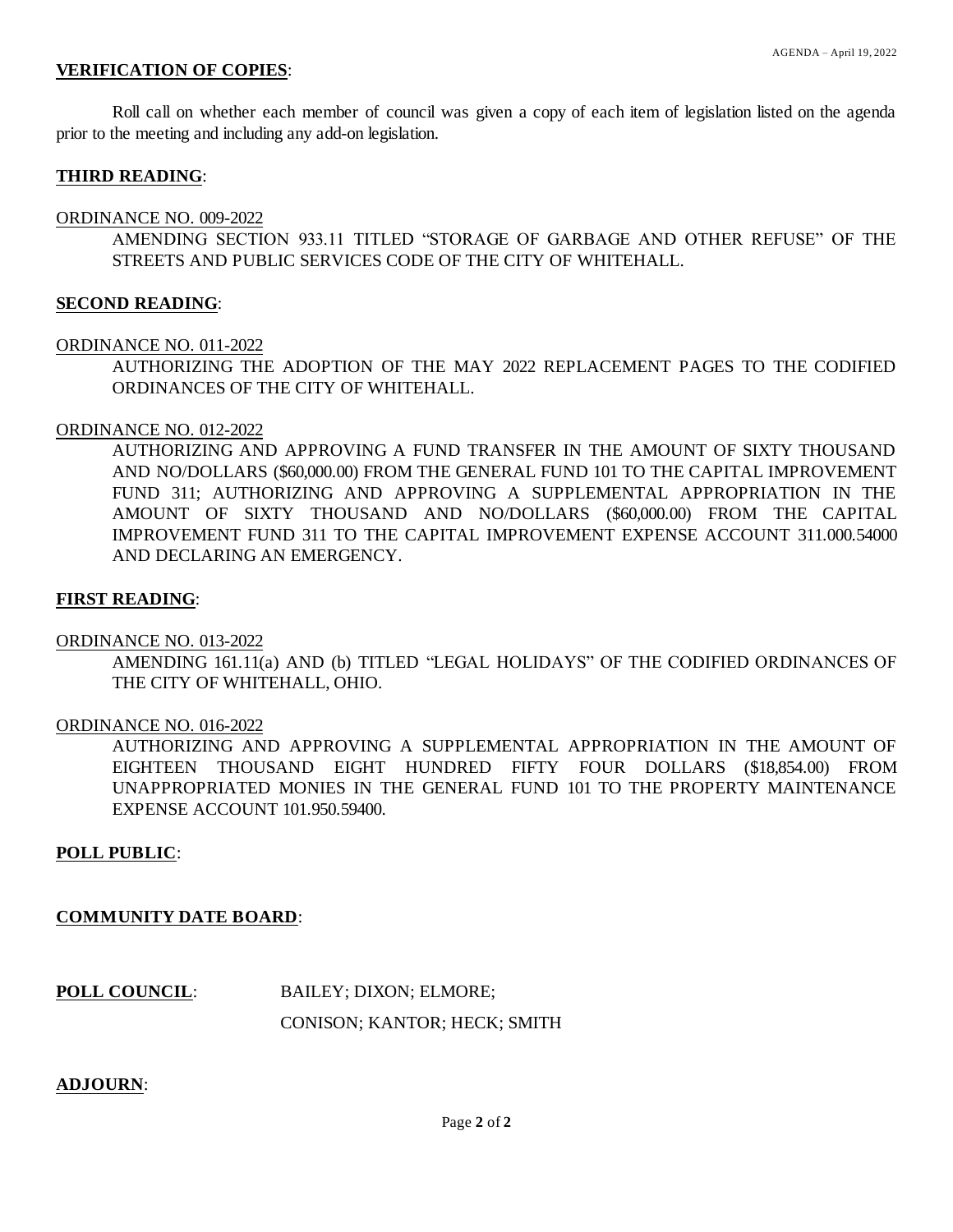**VERIFICATION OF COPIES**:

Roll call on whether each member of council was given a copy of each item of legislation listed on the agenda prior to the meeting and including any add-on legislation.

**THIRD READING**:

ORDINANCE NO. 009-2022

AMENDING SECTION 933.11 TITLED "STORAGE OF GARBAGE AND OTHER REFUSE" OF THE STREETS AND PUBLIC SERVICES CODE OF THE CITY OF WHITEHALL.

**SECOND READING**:

ORDINANCE NO. 011-2022

AUTHORIZING THE ADOPTION OF THE MAY 2022 REPLACEMENT PAGES TO THE CODIFIED ORDINANCES OF THE CITY OF WHITEHALL.

ORDINANCE NO. 012-2022

AUTHORIZING AND APPROVING A FUND TRANSFER IN THE AMOUNT OF SIXTY THOUSAND AND NO/DOLLARS ($60,000.00) FROM THE GENERAL FUND 101 TO THE CAPITAL IMPROVEMENT FUND 311; AUTHORIZING AND APPROVING A SUPPLEMENTAL APPROPRIATION IN THE AMOUNT OF SIXTY THOUSAND AND NO/DOLLARS ($60,000.00) FROM THE CAPITAL IMPROVEMENT FUND 311 TO THE CAPITAL IMPROVEMENT EXPENSE ACCOUNT 311.000.54000 AND DECLARING AN EMERGENCY.

**FIRST READING**:

ORDINANCE NO. 013-2022

AMENDING 161.11(a) AND (b) TITLED "LEGAL HOLIDAYS" OF THE CODIFIED ORDINANCES OF THE CITY OF WHITEHALL, OHIO.

ORDINANCE NO. 016-2022

AUTHORIZING AND APPROVING A SUPPLEMENTAL APPROPRIATION IN THE AMOUNT OF EIGHTEEN THOUSAND EIGHT HUNDRED FIFTY FOUR DOLLARS ($18,854.00) FROM UNAPPROPRIATED MONIES IN THE GENERAL FUND 101 TO THE PROPERTY MAINTENANCE EXPENSE ACCOUNT 101.950.59400.

**POLL PUBLIC**:

**COMMUNITY DATE BOARD**:

**POLL COUNCIL**: BAILEY; DIXON; ELMORE;
CONISON; KANTOR; HECK; SMITH

**ADJOURN**: